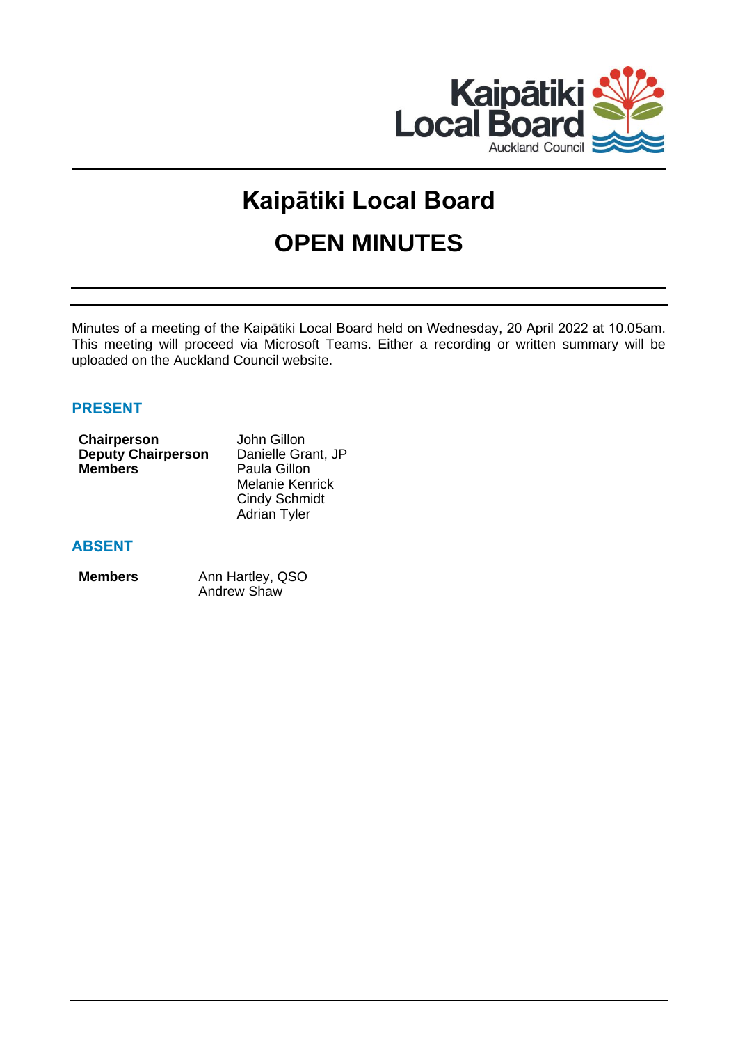# Kaipātiki Local Board

# OPEN MINUTES

Minutes of a meeting of the Kaipātiki Local Board held on Wednesday, 20 April 2022 at 10.05am. This meeting will proceed via Microsoft Teams. Either a recording or written summary will be uploaded on the Auckland Council website.

## PRESENT

| | |
|---|---|
| **Chairperson** | John Gillon |
| **Deputy Chairperson** | Danielle Grant, JP |
| **Members** | Paula Gillon |
| | Melanie Kenrick |
| | Cindy Schmidt |
| | Adrian Tyler |

## ABSENT

| | |
|---|---|
| **Members** | Ann Hartley, QSO |
| | Andrew Shaw |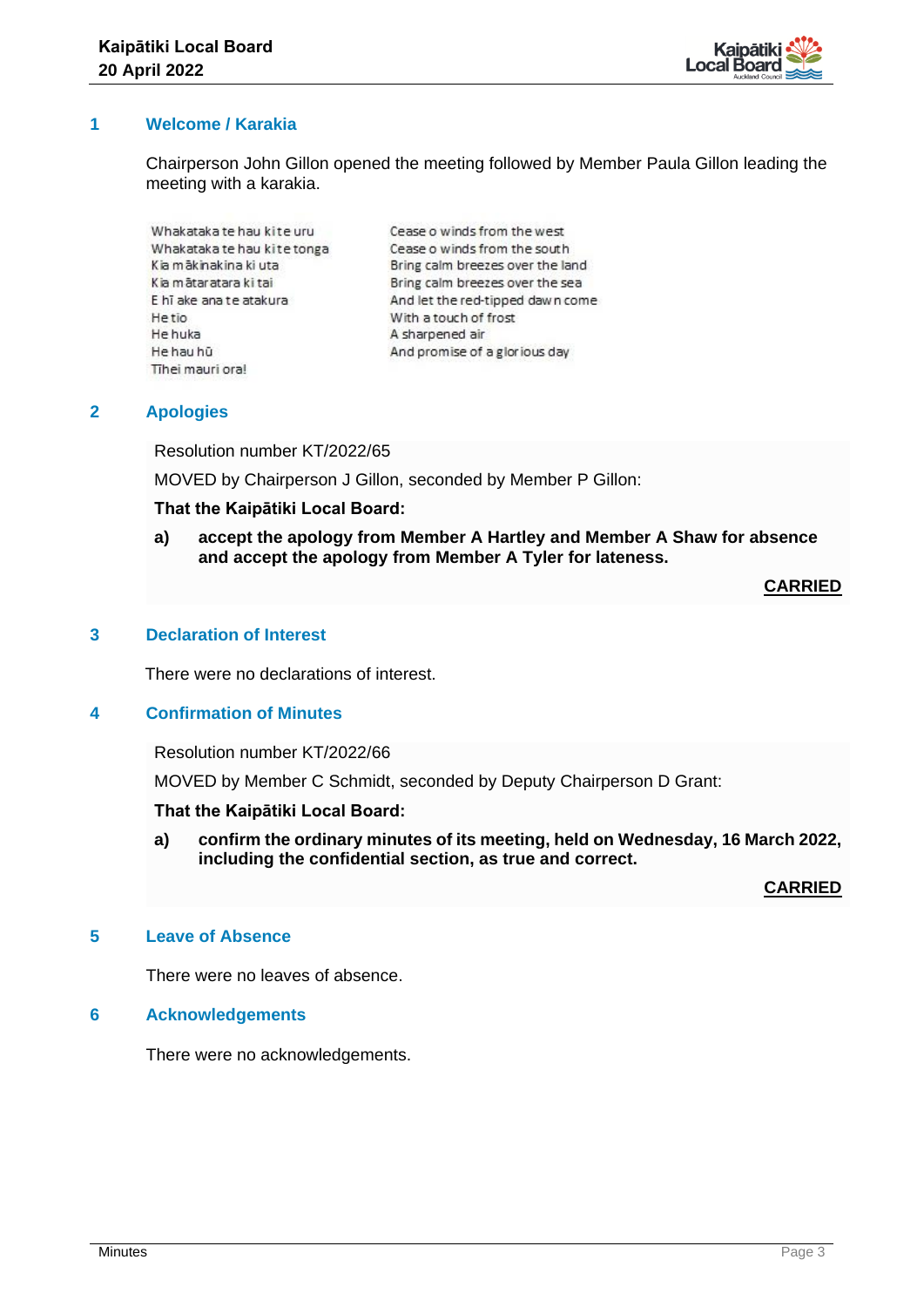## 1 Welcome / Karakia

Chairperson John Gillon opened the meeting followed by Member Paula Gillon leading the meeting with a karakia.

| | |
|---|---|
| Whakataka te hau ki te uru | Cease o winds from the west |
| Whakataka te hau ki te tonga | Cease o winds from the south |
| Kia mākinakina ki uta | Bring calm breezes over the land |
| Kia mātaratara ki tai | Bring calm breezes over the sea |
| E hī ake ana te atakura | And let the red-tipped dawn come |
| He tio | With a touch of frost |
| He huka | A sharpened air |
| He hau hū | And promise of a glorious day |
| Tīhei mauri ora! | |

## 2 Apologies

Resolution number KT/2022/65

MOVED by Chairperson J Gillon, seconded by Member P Gillon:

**That the Kaipātiki Local Board:**

**a) accept the apology from Member A Hartley and Member A Shaw for absence and accept the apology from Member A Tyler for lateness.**

**CARRIED**

## 3 Declaration of Interest

There were no declarations of interest.

## 4 Confirmation of Minutes

Resolution number KT/2022/66

MOVED by Member C Schmidt, seconded by Deputy Chairperson D Grant:

**That the Kaipātiki Local Board:**

**a) confirm the ordinary minutes of its meeting, held on Wednesday, 16 March 2022, including the confidential section, as true and correct.**

**CARRIED**

## 5 Leave of Absence

There were no leaves of absence.

## 6 Acknowledgements

There were no acknowledgements.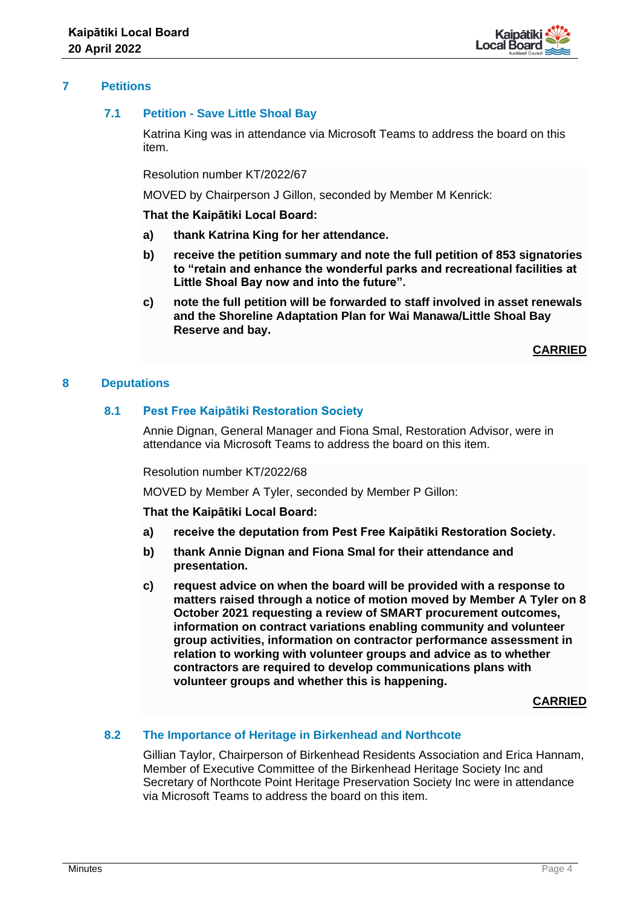## 7 Petitions

### 7.1 Petition - Save Little Shoal Bay

Katrina King was in attendance via Microsoft Teams to address the board on this item.

Resolution number KT/2022/67

MOVED by Chairperson J Gillon, seconded by Member M Kenrick:

**That the Kaipātiki Local Board:**

**a) thank Katrina King for her attendance.**

**b) receive the petition summary and note the full petition of 853 signatories to "retain and enhance the wonderful parks and recreational facilities at Little Shoal Bay now and into the future".**

**c) note the full petition will be forwarded to staff involved in asset renewals and the Shoreline Adaptation Plan for Wai Manawa/Little Shoal Bay Reserve and bay.**

**CARRIED**

## 8 Deputations

### 8.1 Pest Free Kaipātiki Restoration Society

Annie Dignan, General Manager and Fiona Smal, Restoration Advisor, were in attendance via Microsoft Teams to address the board on this item.

Resolution number KT/2022/68

MOVED by Member A Tyler, seconded by Member P Gillon:

**That the Kaipātiki Local Board:**

**a) receive the deputation from Pest Free Kaipātiki Restoration Society.**

**b) thank Annie Dignan and Fiona Smal for their attendance and presentation.**

**c) request advice on when the board will be provided with a response to matters raised through a notice of motion moved by Member A Tyler on 8 October 2021 requesting a review of SMART procurement outcomes, information on contract variations enabling community and volunteer group activities, information on contractor performance assessment in relation to working with volunteer groups and advice as to whether contractors are required to develop communications plans with volunteer groups and whether this is happening.**

**CARRIED**

### 8.2 The Importance of Heritage in Birkenhead and Northcote

Gillian Taylor, Chairperson of Birkenhead Residents Association and Erica Hannam, Member of Executive Committee of the Birkenhead Heritage Society Inc and Secretary of Northcote Point Heritage Preservation Society Inc were in attendance via Microsoft Teams to address the board on this item.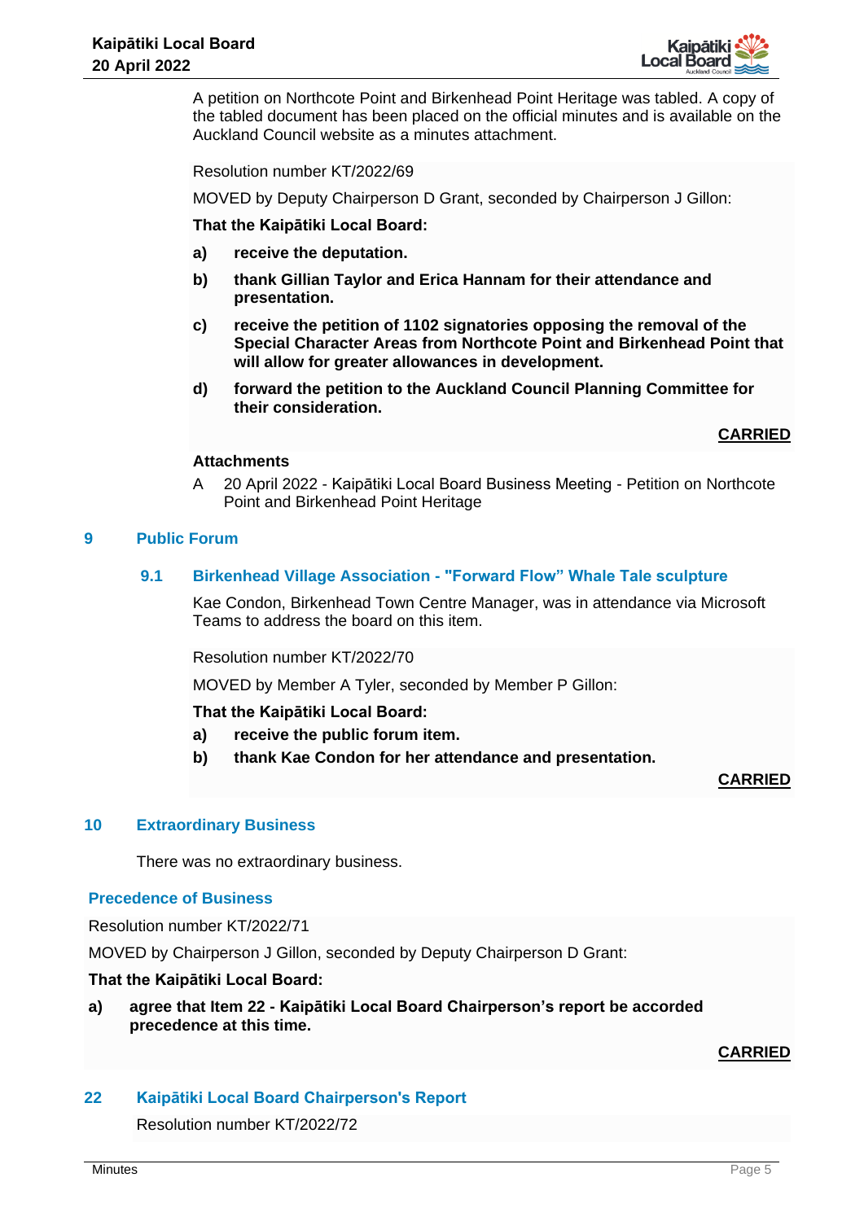A petition on Northcote Point and Birkenhead Point Heritage was tabled. A copy of the tabled document has been placed on the official minutes and is available on the Auckland Council website as a minutes attachment.

Resolution number KT/2022/69

MOVED by Deputy Chairperson D Grant, seconded by Chairperson J Gillon:

**That the Kaipātiki Local Board:**

**a) receive the deputation.**

**b) thank Gillian Taylor and Erica Hannam for their attendance and presentation.**

**c) receive the petition of 1102 signatories opposing the removal of the Special Character Areas from Northcote Point and Birkenhead Point that will allow for greater allowances in development.**

**d) forward the petition to the Auckland Council Planning Committee for their consideration.**

**CARRIED**

**Attachments**

A 20 April 2022 - Kaipātiki Local Board Business Meeting - Petition on Northcote Point and Birkenhead Point Heritage

## 9 Public Forum

### 9.1 Birkenhead Village Association - "Forward Flow" Whale Tale sculpture

Kae Condon, Birkenhead Town Centre Manager, was in attendance via Microsoft Teams to address the board on this item.

Resolution number KT/2022/70

MOVED by Member A Tyler, seconded by Member P Gillon:

**That the Kaipātiki Local Board:**

**a) receive the public forum item.**

**b) thank Kae Condon for her attendance and presentation.**

**CARRIED**

## 10 Extraordinary Business

There was no extraordinary business.

## Precedence of Business

Resolution number KT/2022/71

MOVED by Chairperson J Gillon, seconded by Deputy Chairperson D Grant:

**That the Kaipātiki Local Board:**

**a) agree that Item 22 - Kaipātiki Local Board Chairperson's report be accorded precedence at this time.**

**CARRIED**

## 22 Kaipātiki Local Board Chairperson's Report

Resolution number KT/2022/72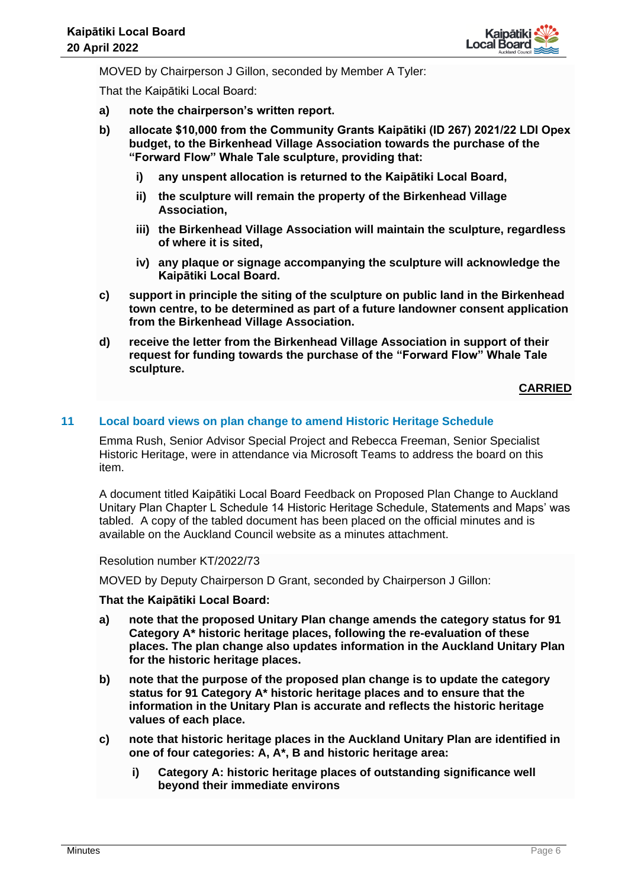MOVED by Chairperson J Gillon, seconded by Member A Tyler:

That the Kaipātiki Local Board:

a) **note the chairperson's written report.**

b) **allocate $10,000 from the Community Grants Kaipātiki (ID 267) 2021/22 LDI Opex budget, to the Birkenhead Village Association towards the purchase of the "Forward Flow" Whale Tale sculpture, providing that:**

   i) **any unspent allocation is returned to the Kaipātiki Local Board,**

   ii) **the sculpture will remain the property of the Birkenhead Village Association,**

   iii) **the Birkenhead Village Association will maintain the sculpture, regardless of where it is sited,**

   iv) **any plaque or signage accompanying the sculpture will acknowledge the Kaipātiki Local Board.**

c) **support in principle the siting of the sculpture on public land in the Birkenhead town centre, to be determined as part of a future landowner consent application from the Birkenhead Village Association.**

d) **receive the letter from the Birkenhead Village Association in support of their request for funding towards the purchase of the "Forward Flow" Whale Tale sculpture.**

**CARRIED**

## 11 Local board views on plan change to amend Historic Heritage Schedule

Emma Rush, Senior Advisor Special Project and Rebecca Freeman, Senior Specialist Historic Heritage, were in attendance via Microsoft Teams to address the board on this item.

A document titled Kaipātiki Local Board Feedback on Proposed Plan Change to Auckland Unitary Plan Chapter L Schedule 14 Historic Heritage Schedule, Statements and Maps' was tabled. A copy of the tabled document has been placed on the official minutes and is available on the Auckland Council website as a minutes attachment.

Resolution number KT/2022/73

MOVED by Deputy Chairperson D Grant, seconded by Chairperson J Gillon:

**That the Kaipātiki Local Board:**

a) **note that the proposed Unitary Plan change amends the category status for 91 Category A* historic heritage places, following the re-evaluation of these places. The plan change also updates information in the Auckland Unitary Plan for the historic heritage places.**

b) **note that the purpose of the proposed plan change is to update the category status for 91 Category A* historic heritage places and to ensure that the information in the Unitary Plan is accurate and reflects the historic heritage values of each place.**

c) **note that historic heritage places in the Auckland Unitary Plan are identified in one of four categories: A, A*, B and historic heritage area:**

   i) **Category A: historic heritage places of outstanding significance well beyond their immediate environs**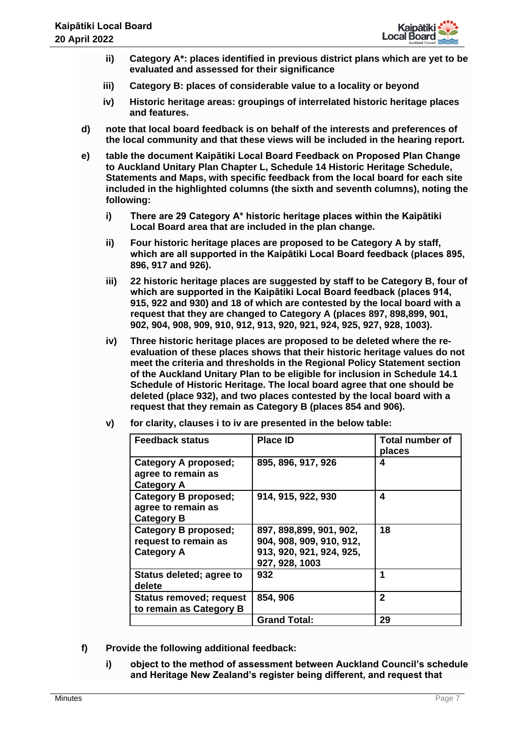ii) **Category A\*: places identified in previous district plans which are yet to be evaluated and assessed for their significance**

iii) **Category B: places of considerable value to a locality or beyond**

iv) **Historic heritage areas: groupings of interrelated historic heritage places and features.**

d) **note that local board feedback is on behalf of the interests and preferences of the local community and that these views will be included in the hearing report.**

e) **table the document Kaipātiki Local Board Feedback on Proposed Plan Change to Auckland Unitary Plan Chapter L, Schedule 14 Historic Heritage Schedule, Statements and Maps, with specific feedback from the local board for each site included in the highlighted columns (the sixth and seventh columns), noting the following:**

i) **There are 29 Category A\* historic heritage places within the Kaipātiki Local Board area that are included in the plan change.**

ii) **Four historic heritage places are proposed to be Category A by staff, which are all supported in the Kaipātiki Local Board feedback (places 895, 896, 917 and 926).**

iii) **22 historic heritage places are suggested by staff to be Category B, four of which are supported in the Kaipātiki Local Board feedback (places 914, 915, 922 and 930) and 18 of which are contested by the local board with a request that they are changed to Category A (places 897, 898,899, 901, 902, 904, 908, 909, 910, 912, 913, 920, 921, 924, 925, 927, 928, 1003).**

iv) **Three historic heritage places are proposed to be deleted where the re-evaluation of these places shows that their historic heritage values do not meet the criteria and thresholds in the Regional Policy Statement section of the Auckland Unitary Plan to be eligible for inclusion in Schedule 14.1 Schedule of Historic Heritage. The local board agree that one should be deleted (place 932), and two places contested by the local board with a request that they remain as Category B (places 854 and 906).**

v) **for clarity, clauses i to iv are presented in the below table:**

| Feedback status | Place ID | Total number of places |
|---|---|---|
| Category A proposed; agree to remain as Category A | 895, 896, 917, 926 | 4 |
| Category B proposed; agree to remain as Category B | 914, 915, 922, 930 | 4 |
| Category B proposed; request to remain as Category A | 897, 898,899, 901, 902, 904, 908, 909, 910, 912, 913, 920, 921, 924, 925, 927, 928, 1003 | 18 |
| Status deleted; agree to delete | 932 | 1 |
| Status removed; request to remain as Category B | 854, 906 | 2 |
| | Grand Total: | 29 |

f) **Provide the following additional feedback:**

i) **object to the method of assessment between Auckland Council's schedule and Heritage New Zealand's register being different, and request that**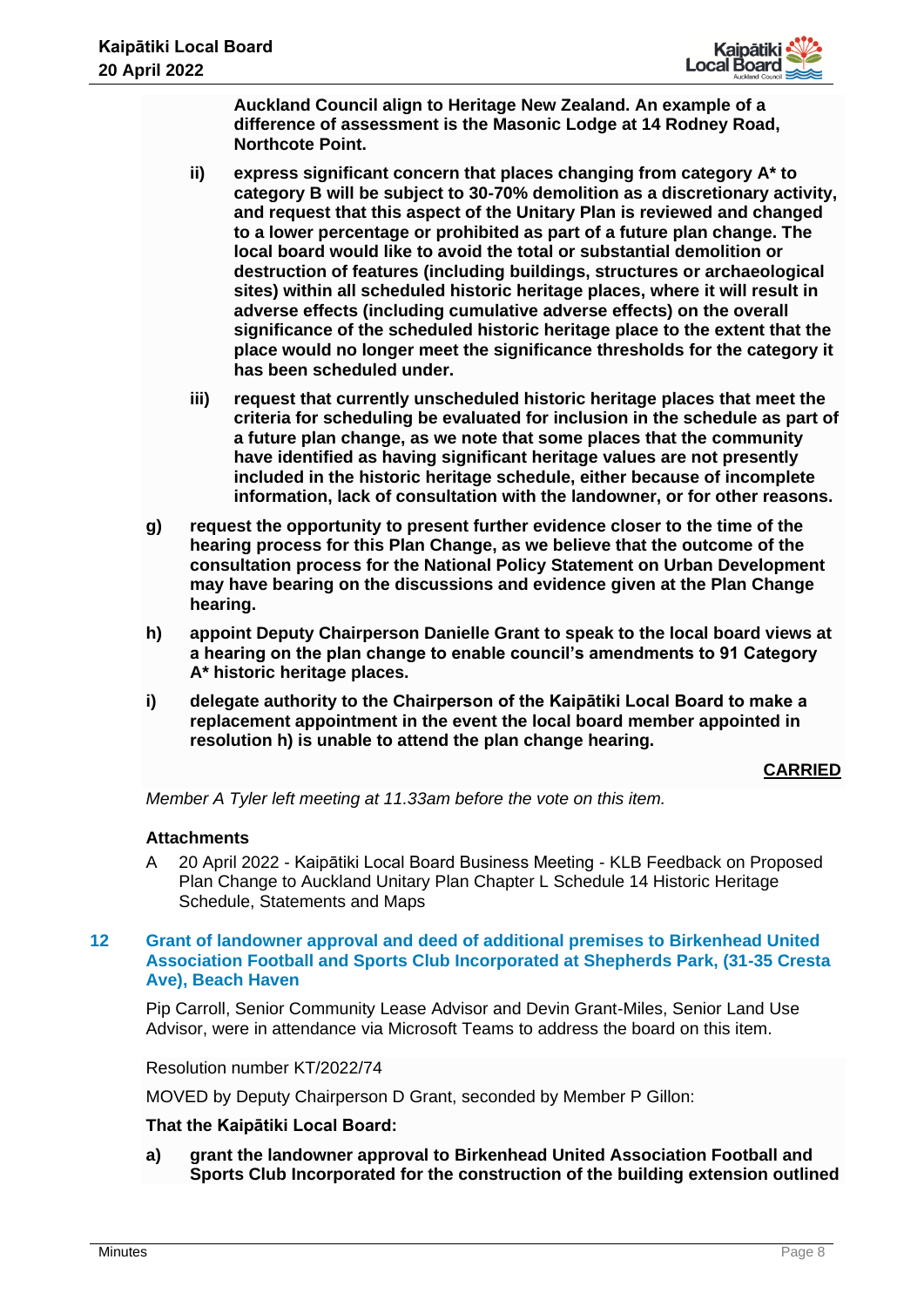**Auckland Council align to Heritage New Zealand. An example of a difference of assessment is the Masonic Lodge at 14 Rodney Road, Northcote Point.**

ii) **express significant concern that places changing from category A* to category B will be subject to 30-70% demolition as a discretionary activity, and request that this aspect of the Unitary Plan is reviewed and changed to a lower percentage or prohibited as part of a future plan change. The local board would like to avoid the total or substantial demolition or destruction of features (including buildings, structures or archaeological sites) within all scheduled historic heritage places, where it will result in adverse effects (including cumulative adverse effects) on the overall significance of the scheduled historic heritage place to the extent that the place would no longer meet the significance thresholds for the category it has been scheduled under.**

iii) **request that currently unscheduled historic heritage places that meet the criteria for scheduling be evaluated for inclusion in the schedule as part of a future plan change, as we note that some places that the community have identified as having significant heritage values are not presently included in the historic heritage schedule, either because of incomplete information, lack of consultation with the landowner, or for other reasons.**

g) **request the opportunity to present further evidence closer to the time of the hearing process for this Plan Change, as we believe that the outcome of the consultation process for the National Policy Statement on Urban Development may have bearing on the discussions and evidence given at the Plan Change hearing.**

h) **appoint Deputy Chairperson Danielle Grant to speak to the local board views at a hearing on the plan change to enable council's amendments to 91 Category A* historic heritage places.**

i) **delegate authority to the Chairperson of the Kaipātiki Local Board to make a replacement appointment in the event the local board member appointed in resolution h) is unable to attend the plan change hearing.**

**CARRIED**

*Member A Tyler left meeting at 11.33am before the vote on this item.*

### Attachments

A 20 April 2022 - Kaipātiki Local Board Business Meeting - KLB Feedback on Proposed Plan Change to Auckland Unitary Plan Chapter L Schedule 14 Historic Heritage Schedule, Statements and Maps

## 12 Grant of landowner approval and deed of additional premises to Birkenhead United Association Football and Sports Club Incorporated at Shepherds Park, (31-35 Cresta Ave), Beach Haven

Pip Carroll, Senior Community Lease Advisor and Devin Grant-Miles, Senior Land Use Advisor, were in attendance via Microsoft Teams to address the board on this item.

Resolution number KT/2022/74

MOVED by Deputy Chairperson D Grant, seconded by Member P Gillon:

**That the Kaipātiki Local Board:**

a) **grant the landowner approval to Birkenhead United Association Football and Sports Club Incorporated for the construction of the building extension outlined**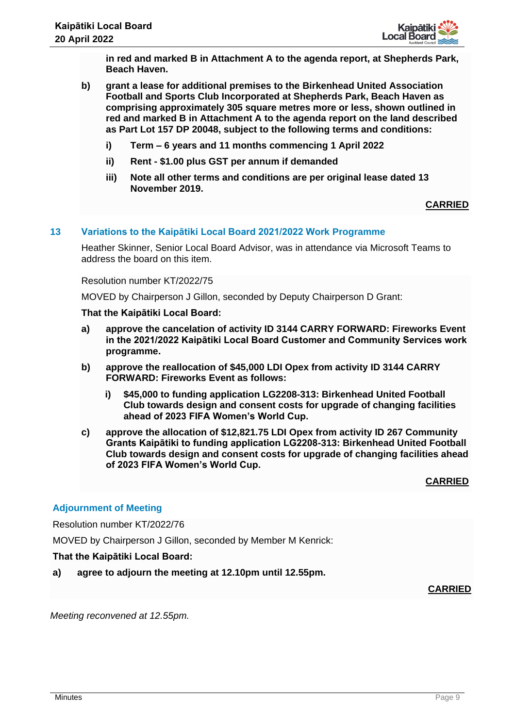**in red and marked B in Attachment A to the agenda report, at Shepherds Park, Beach Haven.**

**b) grant a lease for additional premises to the Birkenhead United Association Football and Sports Club Incorporated at Shepherds Park, Beach Haven as comprising approximately 305 square metres more or less, shown outlined in red and marked B in Attachment A to the agenda report on the land described as Part Lot 157 DP 20048, subject to the following terms and conditions:**

**i) Term – 6 years and 11 months commencing 1 April 2022**

**ii) Rent - $1.00 plus GST per annum if demanded**

**iii) Note all other terms and conditions are per original lease dated 13 November 2019.**

**CARRIED**

## 13 Variations to the Kaipātiki Local Board 2021/2022 Work Programme

Heather Skinner, Senior Local Board Advisor, was in attendance via Microsoft Teams to address the board on this item.

Resolution number KT/2022/75

MOVED by Chairperson J Gillon, seconded by Deputy Chairperson D Grant:

**That the Kaipātiki Local Board:**

**a) approve the cancelation of activity ID 3144 CARRY FORWARD: Fireworks Event in the 2021/2022 Kaipātiki Local Board Customer and Community Services work programme.**

**b) approve the reallocation of $45,000 LDI Opex from activity ID 3144 CARRY FORWARD: Fireworks Event as follows:**

**i) $45,000 to funding application LG2208-313: Birkenhead United Football Club towards design and consent costs for upgrade of changing facilities ahead of 2023 FIFA Women's World Cup.**

**c) approve the allocation of $12,821.75 LDI Opex from activity ID 267 Community Grants Kaipātiki to funding application LG2208-313: Birkenhead United Football Club towards design and consent costs for upgrade of changing facilities ahead of 2023 FIFA Women's World Cup.**

**CARRIED**

## Adjournment of Meeting

Resolution number KT/2022/76

MOVED by Chairperson J Gillon, seconded by Member M Kenrick:

**That the Kaipātiki Local Board:**

**a) agree to adjourn the meeting at 12.10pm until 12.55pm.**

**CARRIED**

*Meeting reconvened at 12.55pm.*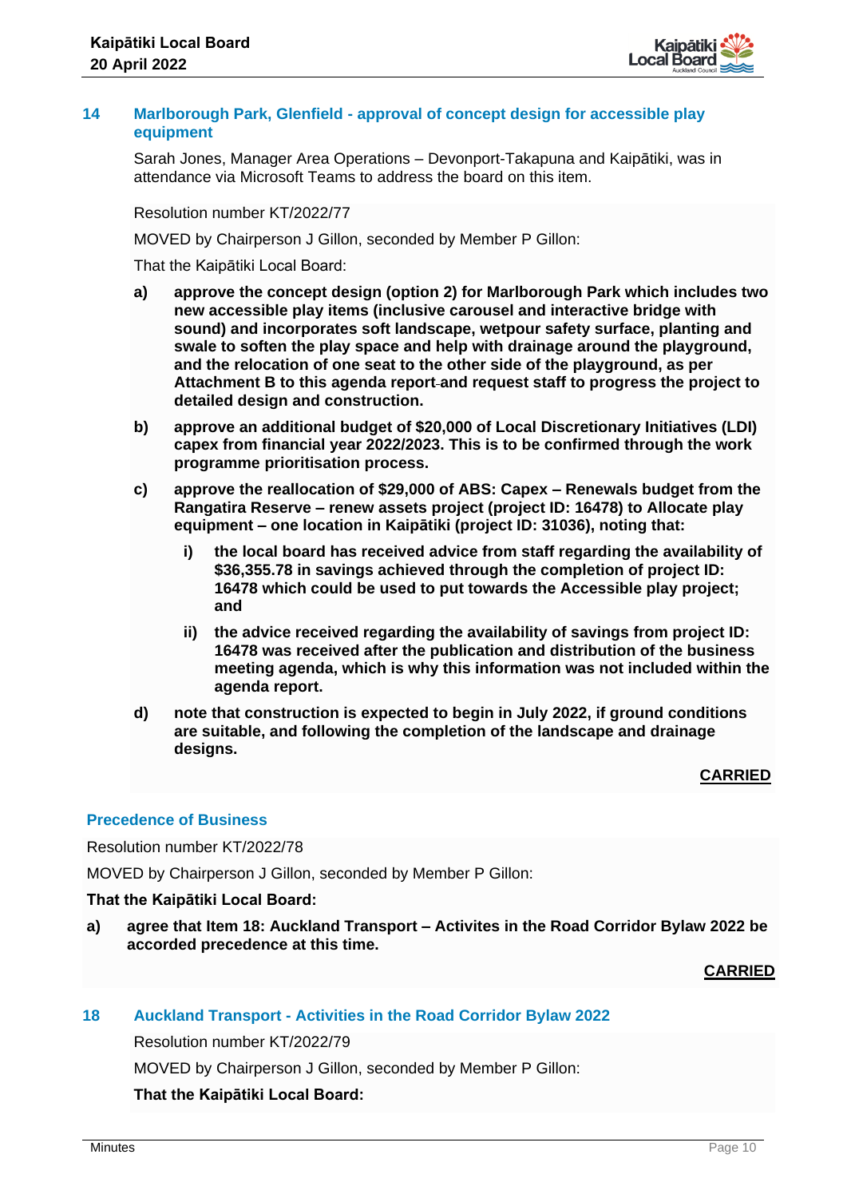## 14 Marlborough Park, Glenfield - approval of concept design for accessible play equipment

Sarah Jones, Manager Area Operations – Devonport-Takapuna and Kaipātiki, was in attendance via Microsoft Teams to address the board on this item.

Resolution number KT/2022/77

MOVED by Chairperson J Gillon, seconded by Member P Gillon:

That the Kaipātiki Local Board:

**a)** **approve the concept design (option 2) for Marlborough Park which includes two new accessible play items (inclusive carousel and interactive bridge with sound) and incorporates soft landscape, wetpour safety surface, planting and swale to soften the play space and help with drainage around the playground, and the relocation of one seat to the other side of the playground, as per Attachment B to this agenda report and request staff to progress the project to detailed design and construction.**

**b)** **approve an additional budget of $20,000 of Local Discretionary Initiatives (LDI) capex from financial year 2022/2023. This is to be confirmed through the work programme prioritisation process.**

**c)** **approve the reallocation of $29,000 of ABS: Capex – Renewals budget from the Rangatira Reserve – renew assets project (project ID: 16478) to Allocate play equipment – one location in Kaipātiki (project ID: 31036), noting that:**

**i)** **the local board has received advice from staff regarding the availability of $36,355.78 in savings achieved through the completion of project ID: 16478 which could be used to put towards the Accessible play project; and**

**ii)** **the advice received regarding the availability of savings from project ID: 16478 was received after the publication and distribution of the business meeting agenda, which is why this information was not included within the agenda report.**

**d)** **note that construction is expected to begin in July 2022, if ground conditions are suitable, and following the completion of the landscape and drainage designs.**

**CARRIED**

## Precedence of Business

Resolution number KT/2022/78

MOVED by Chairperson J Gillon, seconded by Member P Gillon:

**That the Kaipātiki Local Board:**

**a)** **agree that Item 18: Auckland Transport – Activites in the Road Corridor Bylaw 2022 be accorded precedence at this time.**

**CARRIED**

## 18 Auckland Transport - Activities in the Road Corridor Bylaw 2022

Resolution number KT/2022/79

MOVED by Chairperson J Gillon, seconded by Member P Gillon:

**That the Kaipātiki Local Board:**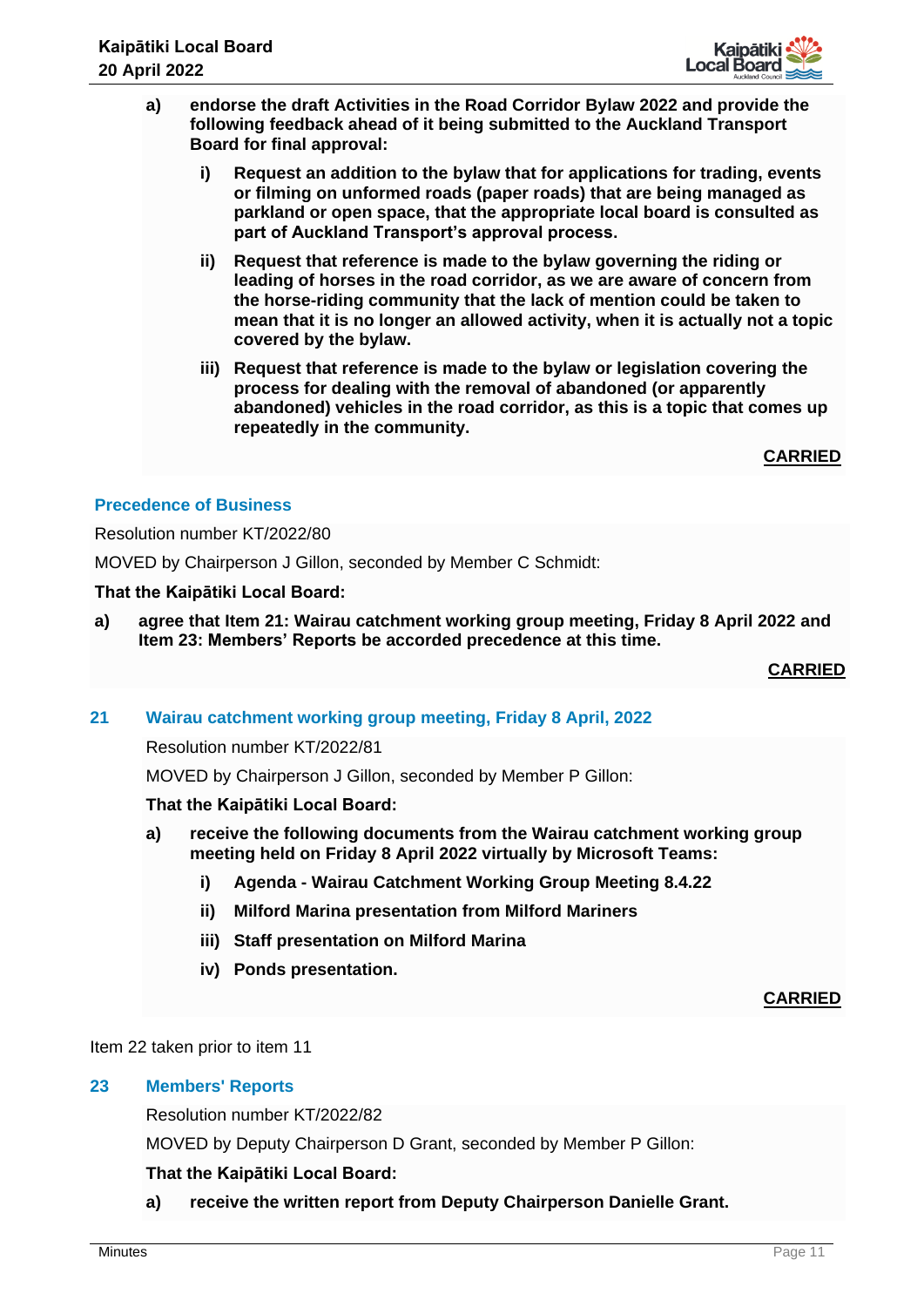a) **endorse the draft Activities in the Road Corridor Bylaw 2022 and provide the following feedback ahead of it being submitted to the Auckland Transport Board for final approval:**

   i) **Request an addition to the bylaw that for applications for trading, events or filming on unformed roads (paper roads) that are being managed as parkland or open space, that the appropriate local board is consulted as part of Auckland Transport's approval process.**

   ii) **Request that reference is made to the bylaw governing the riding or leading of horses in the road corridor, as we are aware of concern from the horse-riding community that the lack of mention could be taken to mean that it is no longer an allowed activity, when it is actually not a topic covered by the bylaw.**

   iii) **Request that reference is made to the bylaw or legislation covering the process for dealing with the removal of abandoned (or apparently abandoned) vehicles in the road corridor, as this is a topic that comes up repeatedly in the community.**

**CARRIED**

## Precedence of Business

Resolution number KT/2022/80

MOVED by Chairperson J Gillon, seconded by Member C Schmidt:

**That the Kaipātiki Local Board:**

a) **agree that Item 21: Wairau catchment working group meeting, Friday 8 April 2022 and Item 23: Members' Reports be accorded precedence at this time.**

**CARRIED**

## 21 Wairau catchment working group meeting, Friday 8 April, 2022

Resolution number KT/2022/81

MOVED by Chairperson J Gillon, seconded by Member P Gillon:

**That the Kaipātiki Local Board:**

a) **receive the following documents from the Wairau catchment working group meeting held on Friday 8 April 2022 virtually by Microsoft Teams:**

   i) **Agenda - Wairau Catchment Working Group Meeting 8.4.22**

   ii) **Milford Marina presentation from Milford Mariners**

   iii) **Staff presentation on Milford Marina**

   iv) **Ponds presentation.**

**CARRIED**

Item 22 taken prior to item 11

## 23 Members' Reports

Resolution number KT/2022/82

MOVED by Deputy Chairperson D Grant, seconded by Member P Gillon:

**That the Kaipātiki Local Board:**

a) **receive the written report from Deputy Chairperson Danielle Grant.**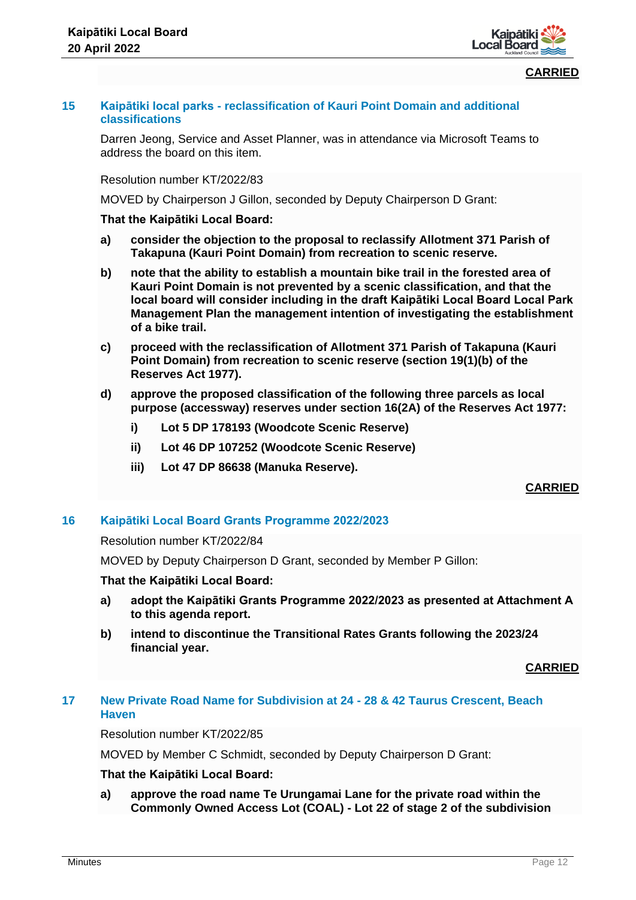**CARRIED**

## 15 Kaipātiki local parks - reclassification of Kauri Point Domain and additional classifications

Darren Jeong, Service and Asset Planner, was in attendance via Microsoft Teams to address the board on this item.

Resolution number KT/2022/83

MOVED by Chairperson J Gillon, seconded by Deputy Chairperson D Grant:

**That the Kaipātiki Local Board:**

**a) consider the objection to the proposal to reclassify Allotment 371 Parish of Takapuna (Kauri Point Domain) from recreation to scenic reserve.**

**b) note that the ability to establish a mountain bike trail in the forested area of Kauri Point Domain is not prevented by a scenic classification, and that the local board will consider including in the draft Kaipātiki Local Board Local Park Management Plan the management intention of investigating the establishment of a bike trail.**

**c) proceed with the reclassification of Allotment 371 Parish of Takapuna (Kauri Point Domain) from recreation to scenic reserve (section 19(1)(b) of the Reserves Act 1977).**

**d) approve the proposed classification of the following three parcels as local purpose (accessway) reserves under section 16(2A) of the Reserves Act 1977:**

**i) Lot 5 DP 178193 (Woodcote Scenic Reserve)**

**ii) Lot 46 DP 107252 (Woodcote Scenic Reserve)**

**iii) Lot 47 DP 86638 (Manuka Reserve).**

**CARRIED**

## 16 Kaipātiki Local Board Grants Programme 2022/2023

Resolution number KT/2022/84

MOVED by Deputy Chairperson D Grant, seconded by Member P Gillon:

**That the Kaipātiki Local Board:**

**a) adopt the Kaipātiki Grants Programme 2022/2023 as presented at Attachment A to this agenda report.**

**b) intend to discontinue the Transitional Rates Grants following the 2023/24 financial year.**

**CARRIED**

## 17 New Private Road Name for Subdivision at 24 - 28 & 42 Taurus Crescent, Beach Haven

Resolution number KT/2022/85

MOVED by Member C Schmidt, seconded by Deputy Chairperson D Grant:

**That the Kaipātiki Local Board:**

**a) approve the road name Te Urungamai Lane for the private road within the Commonly Owned Access Lot (COAL) - Lot 22 of stage 2 of the subdivision**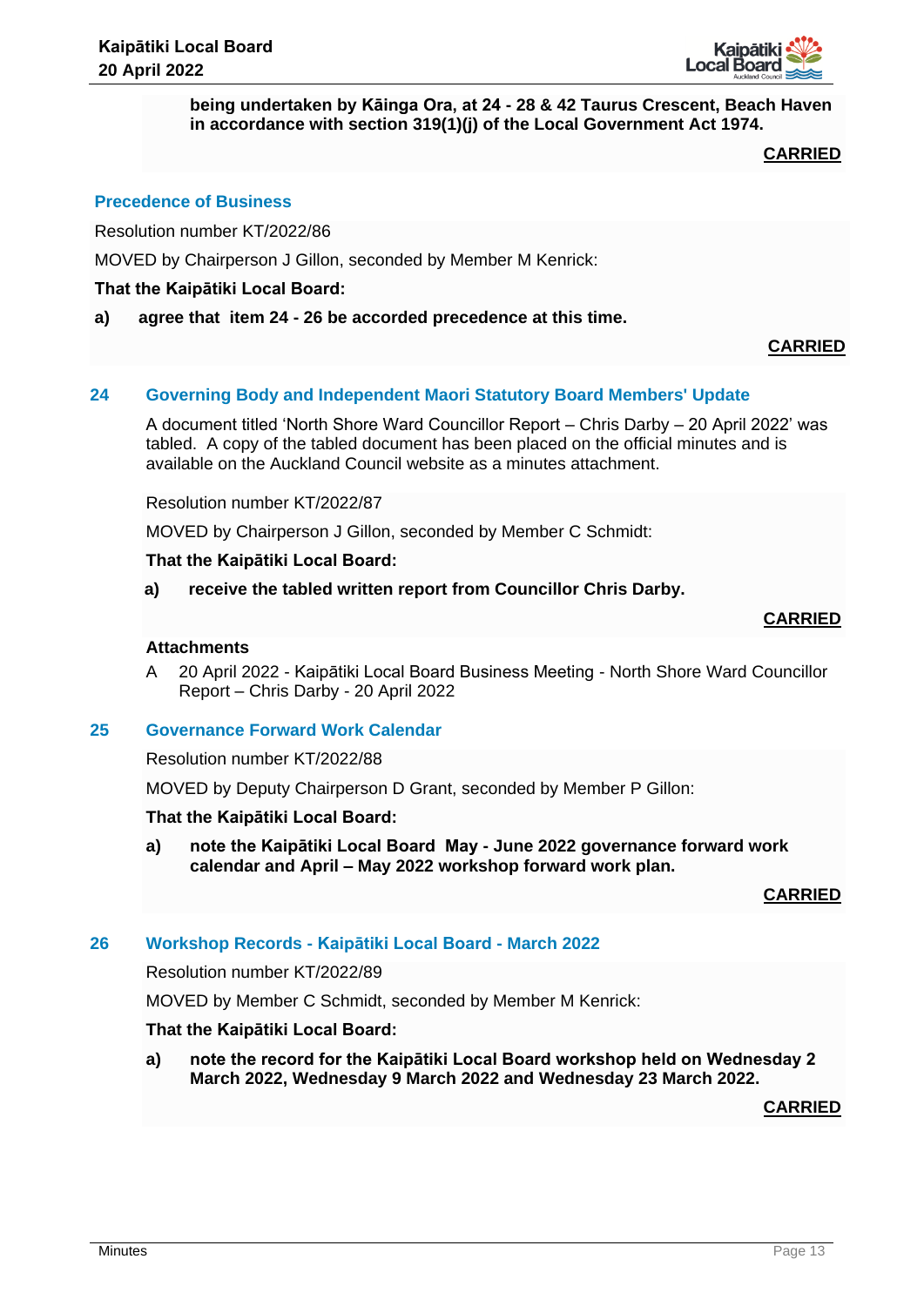**being undertaken by Kāinga Ora, at 24 - 28 & 42 Taurus Crescent, Beach Haven in accordance with section 319(1)(j) of the Local Government Act 1974.**

**CARRIED**

### Precedence of Business

Resolution number KT/2022/86

MOVED by Chairperson J Gillon, seconded by Member M Kenrick:

**That the Kaipātiki Local Board:**

**a) agree that item 24 - 26 be accorded precedence at this time.**

**CARRIED**

## 24 Governing Body and Independent Maori Statutory Board Members' Update

A document titled 'North Shore Ward Councillor Report – Chris Darby – 20 April 2022' was tabled. A copy of the tabled document has been placed on the official minutes and is available on the Auckland Council website as a minutes attachment.

Resolution number KT/2022/87

MOVED by Chairperson J Gillon, seconded by Member C Schmidt:

**That the Kaipātiki Local Board:**

**a) receive the tabled written report from Councillor Chris Darby.**

**CARRIED**

**Attachments**

A 20 April 2022 - Kaipātiki Local Board Business Meeting - North Shore Ward Councillor Report – Chris Darby - 20 April 2022

## 25 Governance Forward Work Calendar

Resolution number KT/2022/88

MOVED by Deputy Chairperson D Grant, seconded by Member P Gillon:

**That the Kaipātiki Local Board:**

**a) note the Kaipātiki Local Board May - June 2022 governance forward work calendar and April – May 2022 workshop forward work plan.**

**CARRIED**

## 26 Workshop Records - Kaipātiki Local Board - March 2022

Resolution number KT/2022/89

MOVED by Member C Schmidt, seconded by Member M Kenrick:

**That the Kaipātiki Local Board:**

**a) note the record for the Kaipātiki Local Board workshop held on Wednesday 2 March 2022, Wednesday 9 March 2022 and Wednesday 23 March 2022.**

**CARRIED**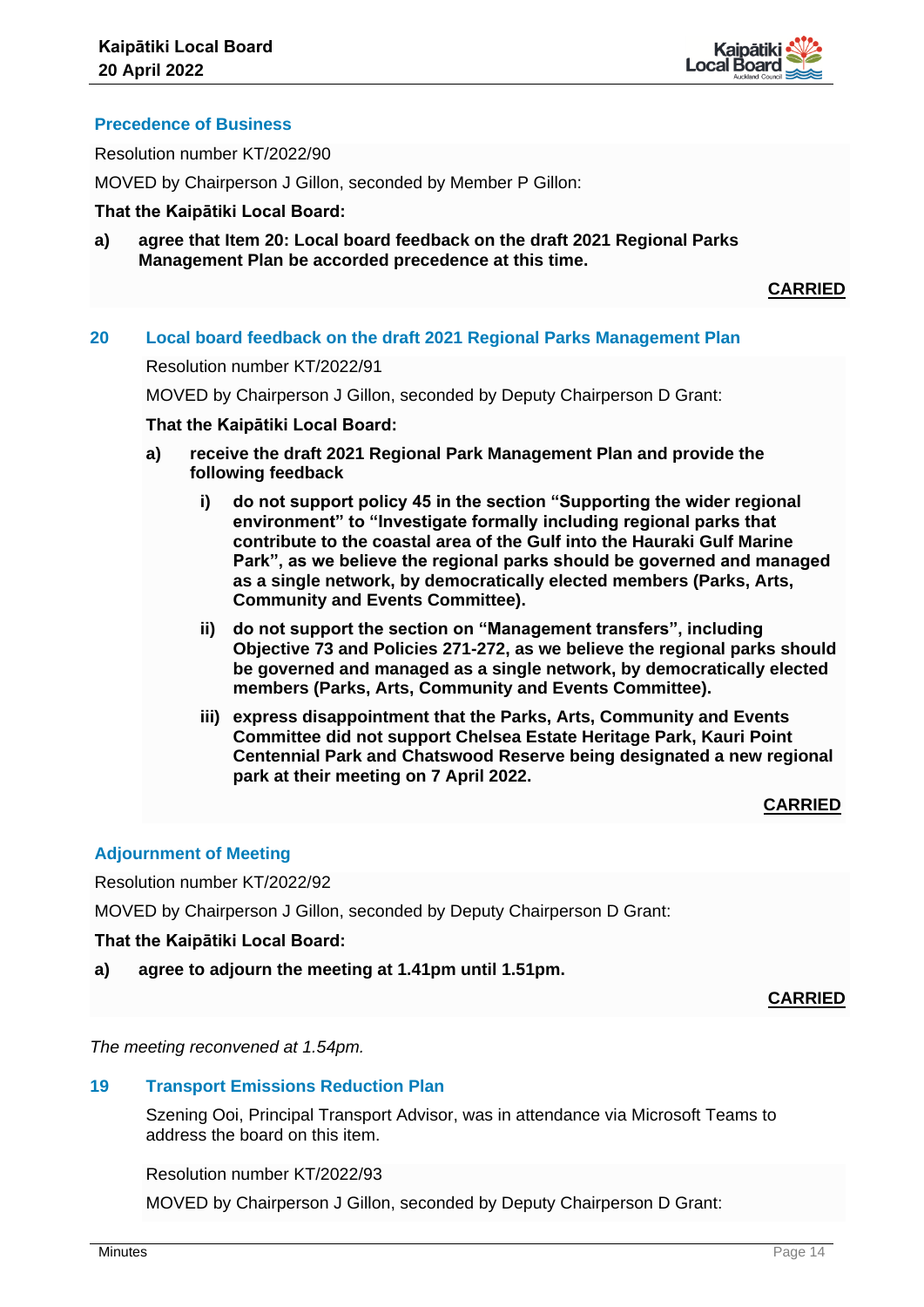### Precedence of Business

Resolution number KT/2022/90

MOVED by Chairperson J Gillon, seconded by Member P Gillon:

**That the Kaipātiki Local Board:**

**a) agree that Item 20: Local board feedback on the draft 2021 Regional Parks Management Plan be accorded precedence at this time.**

**CARRIED**

### 20 Local board feedback on the draft 2021 Regional Parks Management Plan

Resolution number KT/2022/91

MOVED by Chairperson J Gillon, seconded by Deputy Chairperson D Grant:

**That the Kaipātiki Local Board:**

**a) receive the draft 2021 Regional Park Management Plan and provide the following feedback**

**i) do not support policy 45 in the section "Supporting the wider regional environment" to "Investigate formally including regional parks that contribute to the coastal area of the Gulf into the Hauraki Gulf Marine Park", as we believe the regional parks should be governed and managed as a single network, by democratically elected members (Parks, Arts, Community and Events Committee).**

**ii) do not support the section on "Management transfers", including Objective 73 and Policies 271-272, as we believe the regional parks should be governed and managed as a single network, by democratically elected members (Parks, Arts, Community and Events Committee).**

**iii) express disappointment that the Parks, Arts, Community and Events Committee did not support Chelsea Estate Heritage Park, Kauri Point Centennial Park and Chatswood Reserve being designated a new regional park at their meeting on 7 April 2022.**

**CARRIED**

### Adjournment of Meeting

Resolution number KT/2022/92

MOVED by Chairperson J Gillon, seconded by Deputy Chairperson D Grant:

**That the Kaipātiki Local Board:**

**a) agree to adjourn the meeting at 1.41pm until 1.51pm.**

**CARRIED**

*The meeting reconvened at 1.54pm.*

### 19 Transport Emissions Reduction Plan

Szening Ooi, Principal Transport Advisor, was in attendance via Microsoft Teams to address the board on this item.

Resolution number KT/2022/93

MOVED by Chairperson J Gillon, seconded by Deputy Chairperson D Grant: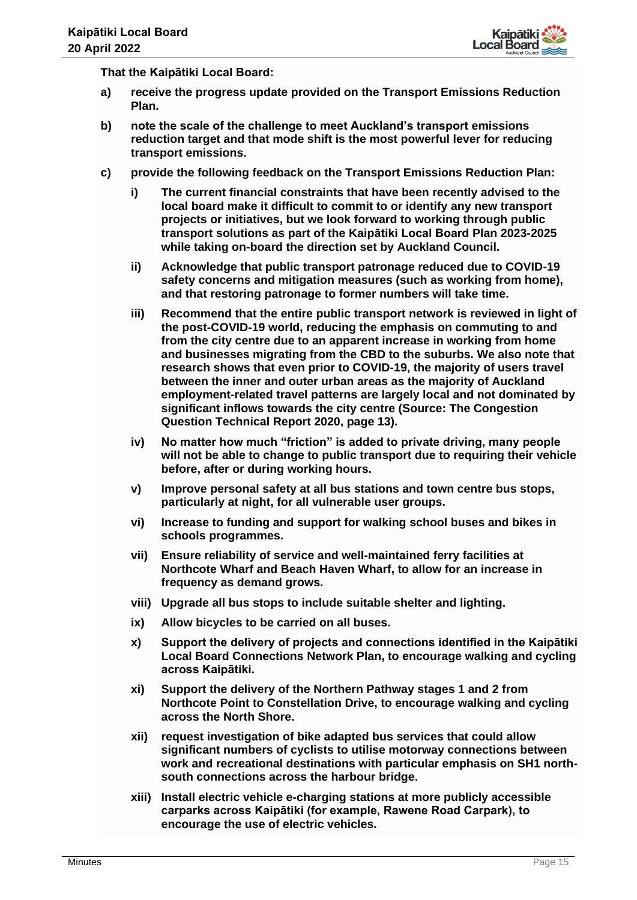**That the Kaipātiki Local Board:**

**a) receive the progress update provided on the Transport Emissions Reduction Plan.**

**b) note the scale of the challenge to meet Auckland's transport emissions reduction target and that mode shift is the most powerful lever for reducing transport emissions.**

**c) provide the following feedback on the Transport Emissions Reduction Plan:**

- **i) The current financial constraints that have been recently advised to the local board make it difficult to commit to or identify any new transport projects or initiatives, but we look forward to working through public transport solutions as part of the Kaipātiki Local Board Plan 2023-2025 while taking on-board the direction set by Auckland Council.**
- **ii) Acknowledge that public transport patronage reduced due to COVID-19 safety concerns and mitigation measures (such as working from home), and that restoring patronage to former numbers will take time.**
- **iii) Recommend that the entire public transport network is reviewed in light of the post-COVID-19 world, reducing the emphasis on commuting to and from the city centre due to an apparent increase in working from home and businesses migrating from the CBD to the suburbs. We also note that research shows that even prior to COVID-19, the majority of users travel between the inner and outer urban areas as the majority of Auckland employment-related travel patterns are largely local and not dominated by significant inflows towards the city centre (Source: The Congestion Question Technical Report 2020, page 13).**
- **iv) No matter how much "friction" is added to private driving, many people will not be able to change to public transport due to requiring their vehicle before, after or during working hours.**
- **v) Improve personal safety at all bus stations and town centre bus stops, particularly at night, for all vulnerable user groups.**
- **vi) Increase to funding and support for walking school buses and bikes in schools programmes.**
- **vii) Ensure reliability of service and well-maintained ferry facilities at Northcote Wharf and Beach Haven Wharf, to allow for an increase in frequency as demand grows.**
- **viii) Upgrade all bus stops to include suitable shelter and lighting.**
- **ix) Allow bicycles to be carried on all buses.**
- **x) Support the delivery of projects and connections identified in the Kaipātiki Local Board Connections Network Plan, to encourage walking and cycling across Kaipātiki.**
- **xi) Support the delivery of the Northern Pathway stages 1 and 2 from Northcote Point to Constellation Drive, to encourage walking and cycling across the North Shore.**
- **xii) request investigation of bike adapted bus services that could allow significant numbers of cyclists to utilise motorway connections between work and recreational destinations with particular emphasis on SH1 north-south connections across the harbour bridge.**
- **xiii) Install electric vehicle e-charging stations at more publicly accessible carparks across Kaipātiki (for example, Rawene Road Carpark), to encourage the use of electric vehicles.**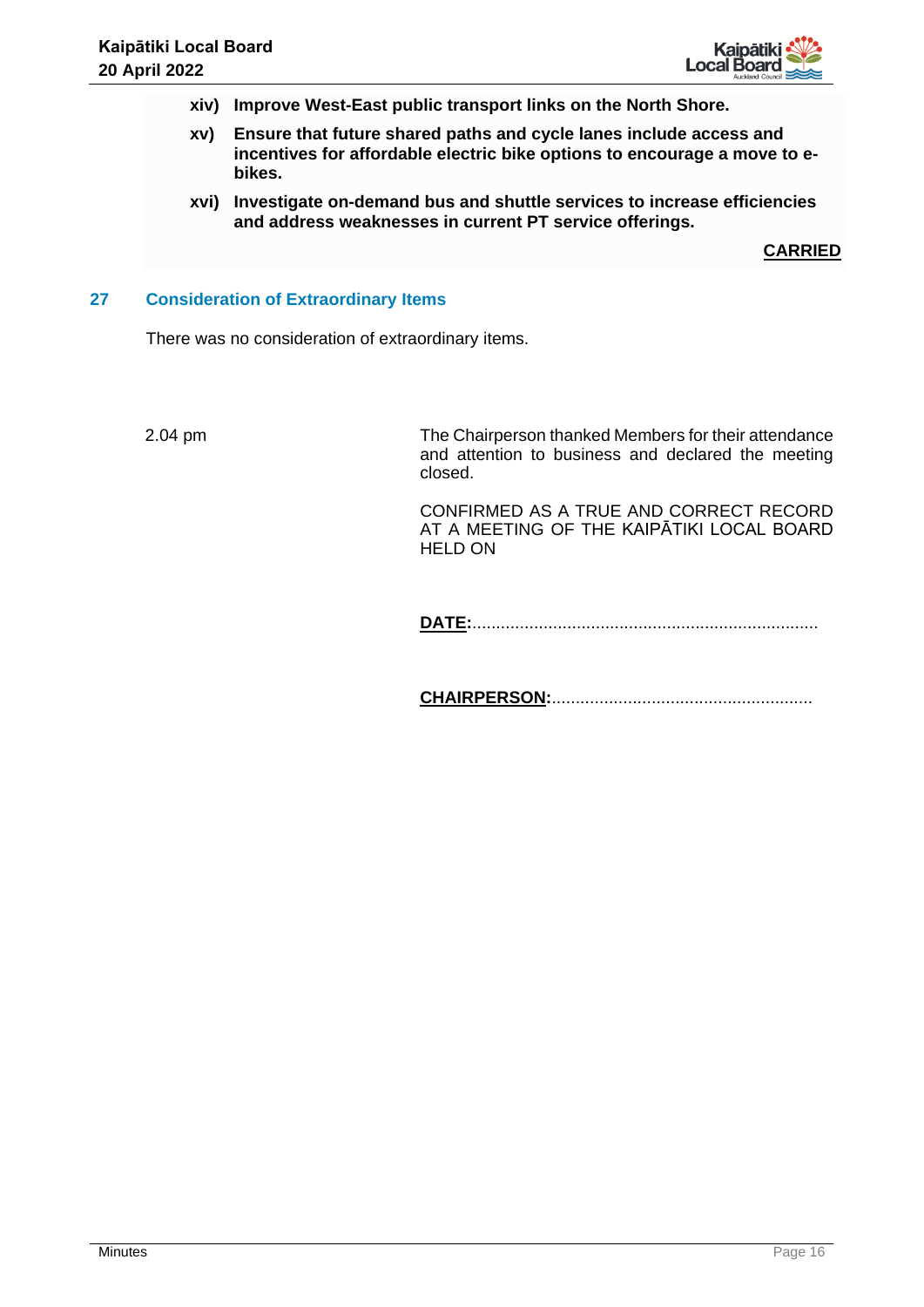xiv) **Improve West-East public transport links on the North Shore.**

xv) **Ensure that future shared paths and cycle lanes include access and incentives for affordable electric bike options to encourage a move to e-bikes.**

xvi) **Investigate on-demand bus and shuttle services to increase efficiencies and address weaknesses in current PT service offerings.**

**CARRIED**

## 27 Consideration of Extraordinary Items

There was no consideration of extraordinary items.

2.04 pm

The Chairperson thanked Members for their attendance and attention to business and declared the meeting closed.

CONFIRMED AS A TRUE AND CORRECT RECORD AT A MEETING OF THE KAIPĀTIKI LOCAL BOARD HELD ON

**DATE:**.........................................................................

**CHAIRPERSON:**.......................................................